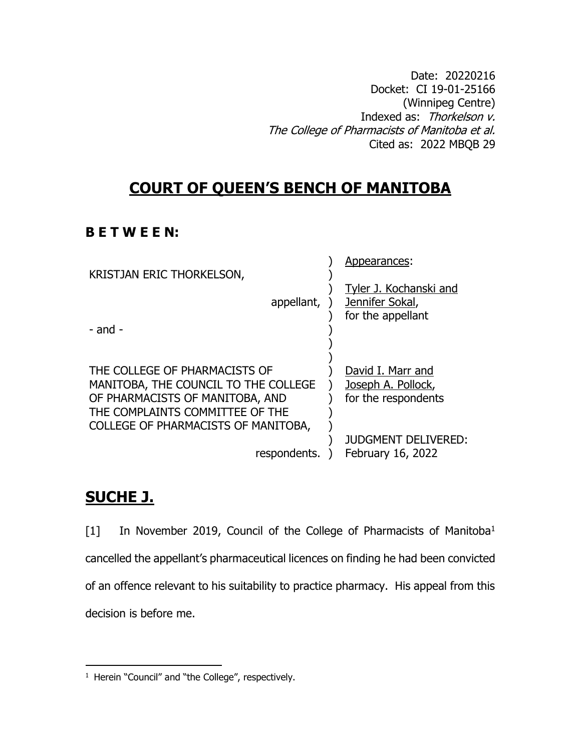Date: 20220216
Docket: CI 19-01-25166
(Winnipeg Centre)
Indexed as: *Thorkelson v. The College of Pharmacists of Manitoba et al.*
Cited as: 2022 MBQB 29

# COURT OF QUEEN'S BENCH OF MANITOBA

**B E T W E E N:**

| | |
|---|---|
| KRISTJAN ERIC THORKELSON, appellant, | Appearances: Tyler J. Kochanski and Jennifer Sokal, for the appellant |
| - and - | |
| THE COLLEGE OF PHARMACISTS OF MANITOBA, THE COUNCIL TO THE COLLEGE OF PHARMACISTS OF MANITOBA, AND THE COMPLAINTS COMMITTEE OF THE COLLEGE OF PHARMACISTS OF MANITOBA, respondents. | David I. Marr and Joseph A. Pollock, for the respondents |
| | JUDGMENT DELIVERED: February 16, 2022 |

## SUCHE J.

[1] In November 2019, Council of the College of Pharmacists of Manitoba[1] cancelled the appellant's pharmaceutical licences on finding he had been convicted of an offence relevant to his suitability to practice pharmacy. His appeal from this decision is before me.

[1] Herein "Council" and "the College", respectively.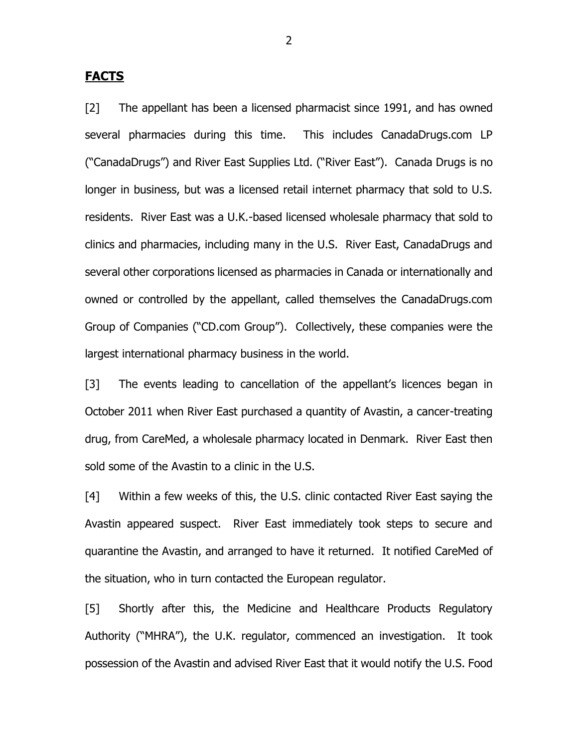## FACTS

[2] The appellant has been a licensed pharmacist since 1991, and has owned several pharmacies during this time. This includes CanadaDrugs.com LP ("CanadaDrugs") and River East Supplies Ltd. ("River East"). Canada Drugs is no longer in business, but was a licensed retail internet pharmacy that sold to U.S. residents. River East was a U.K.-based licensed wholesale pharmacy that sold to clinics and pharmacies, including many in the U.S. River East, CanadaDrugs and several other corporations licensed as pharmacies in Canada or internationally and owned or controlled by the appellant, called themselves the CanadaDrugs.com Group of Companies ("CD.com Group"). Collectively, these companies were the largest international pharmacy business in the world.

[3] The events leading to cancellation of the appellant's licences began in October 2011 when River East purchased a quantity of Avastin, a cancer-treating drug, from CareMed, a wholesale pharmacy located in Denmark. River East then sold some of the Avastin to a clinic in the U.S.

[4] Within a few weeks of this, the U.S. clinic contacted River East saying the Avastin appeared suspect. River East immediately took steps to secure and quarantine the Avastin, and arranged to have it returned. It notified CareMed of the situation, who in turn contacted the European regulator.

[5] Shortly after this, the Medicine and Healthcare Products Regulatory Authority ("MHRA"), the U.K. regulator, commenced an investigation. It took possession of the Avastin and advised River East that it would notify the U.S. Food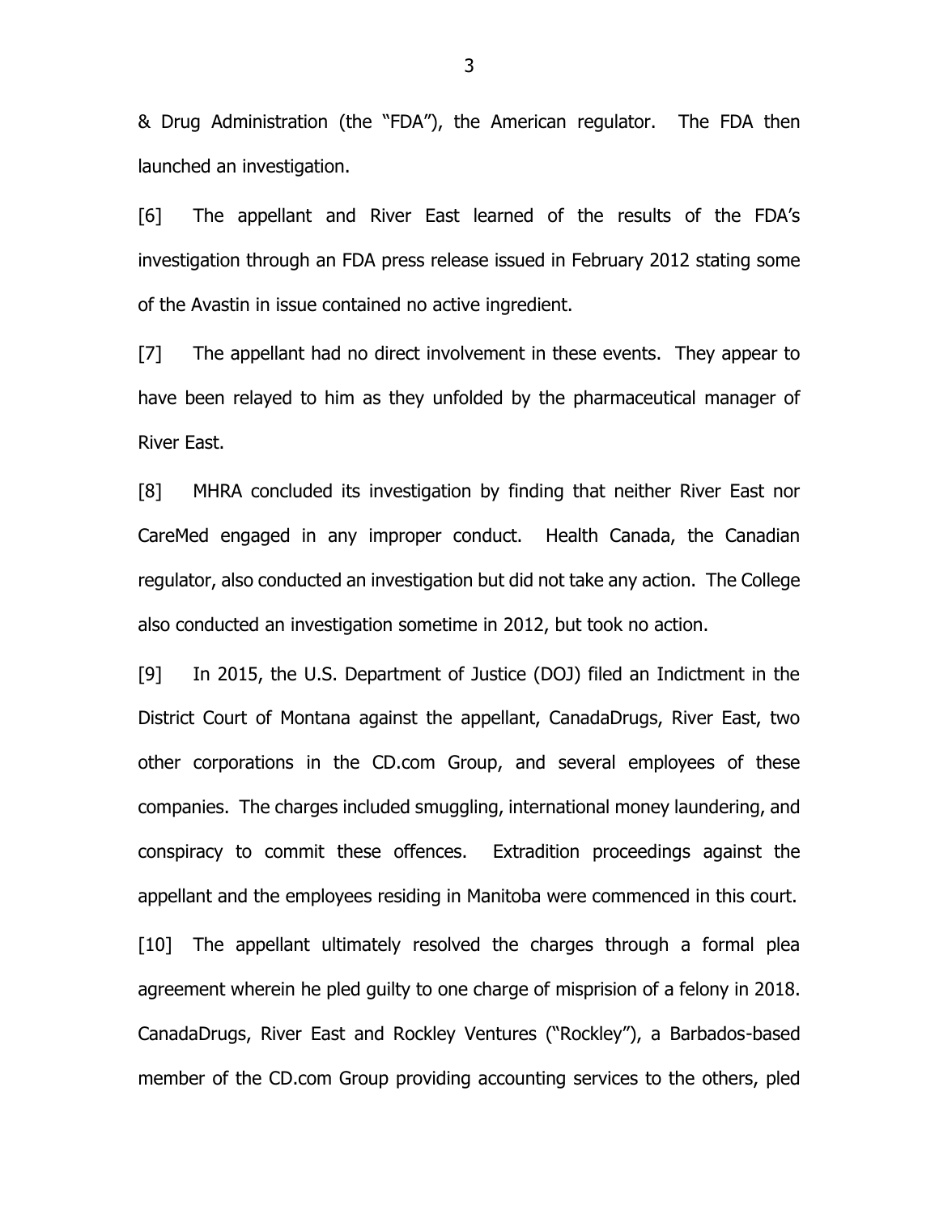& Drug Administration (the "FDA"), the American regulator. The FDA then launched an investigation.

[6] The appellant and River East learned of the results of the FDA's investigation through an FDA press release issued in February 2012 stating some of the Avastin in issue contained no active ingredient.

[7] The appellant had no direct involvement in these events. They appear to have been relayed to him as they unfolded by the pharmaceutical manager of River East.

[8] MHRA concluded its investigation by finding that neither River East nor CareMed engaged in any improper conduct. Health Canada, the Canadian regulator, also conducted an investigation but did not take any action. The College also conducted an investigation sometime in 2012, but took no action.

[9] In 2015, the U.S. Department of Justice (DOJ) filed an Indictment in the District Court of Montana against the appellant, CanadaDrugs, River East, two other corporations in the CD.com Group, and several employees of these companies. The charges included smuggling, international money laundering, and conspiracy to commit these offences. Extradition proceedings against the appellant and the employees residing in Manitoba were commenced in this court.

[10] The appellant ultimately resolved the charges through a formal plea agreement wherein he pled guilty to one charge of misprision of a felony in 2018. CanadaDrugs, River East and Rockley Ventures ("Rockley"), a Barbados-based member of the CD.com Group providing accounting services to the others, pled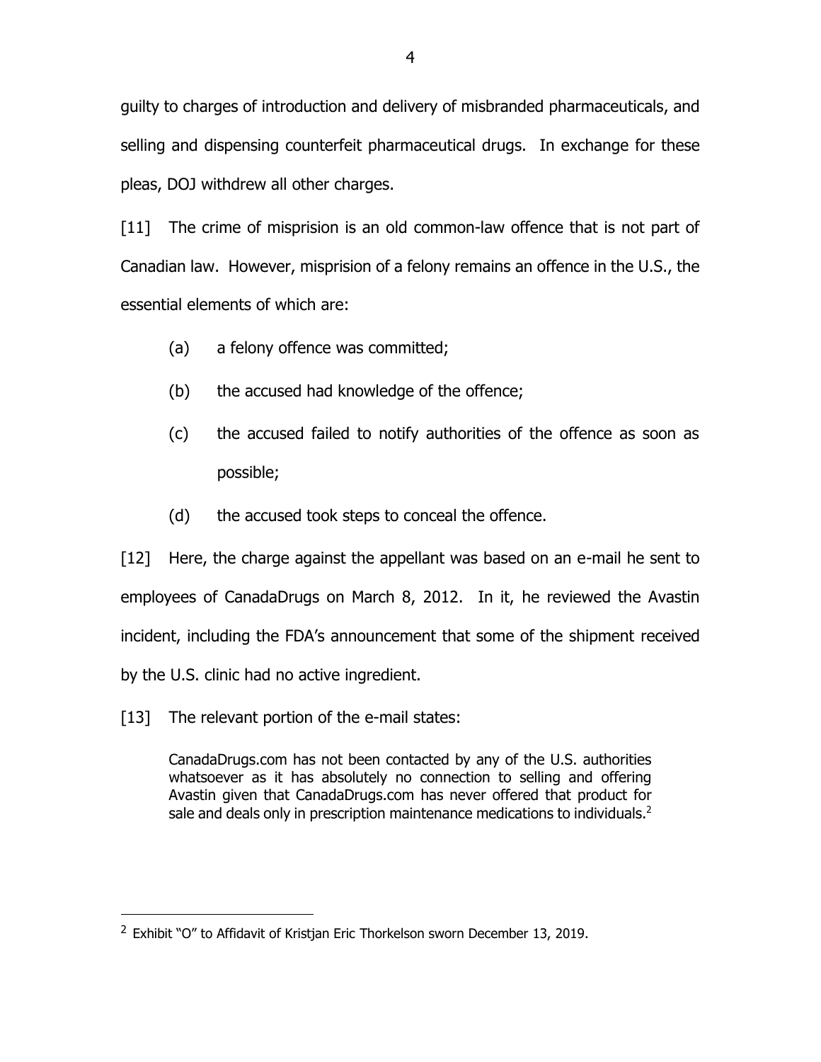guilty to charges of introduction and delivery of misbranded pharmaceuticals, and selling and dispensing counterfeit pharmaceutical drugs. In exchange for these pleas, DOJ withdrew all other charges.

[11] The crime of misprision is an old common-law offence that is not part of Canadian law. However, misprision of a felony remains an offence in the U.S., the essential elements of which are:

(a) a felony offence was committed;

(b) the accused had knowledge of the offence;

(c) the accused failed to notify authorities of the offence as soon as possible;

(d) the accused took steps to conceal the offence.

[12] Here, the charge against the appellant was based on an e-mail he sent to employees of CanadaDrugs on March 8, 2012. In it, he reviewed the Avastin incident, including the FDA's announcement that some of the shipment received by the U.S. clinic had no active ingredient.

[13] The relevant portion of the e-mail states:

> CanadaDrugs.com has not been contacted by any of the U.S. authorities whatsoever as it has absolutely no connection to selling and offering Avastin given that CanadaDrugs.com has never offered that product for sale and deals only in prescription maintenance medications to individuals.[2]

---

[2] Exhibit "O" to Affidavit of Kristjan Eric Thorkelson sworn December 13, 2019.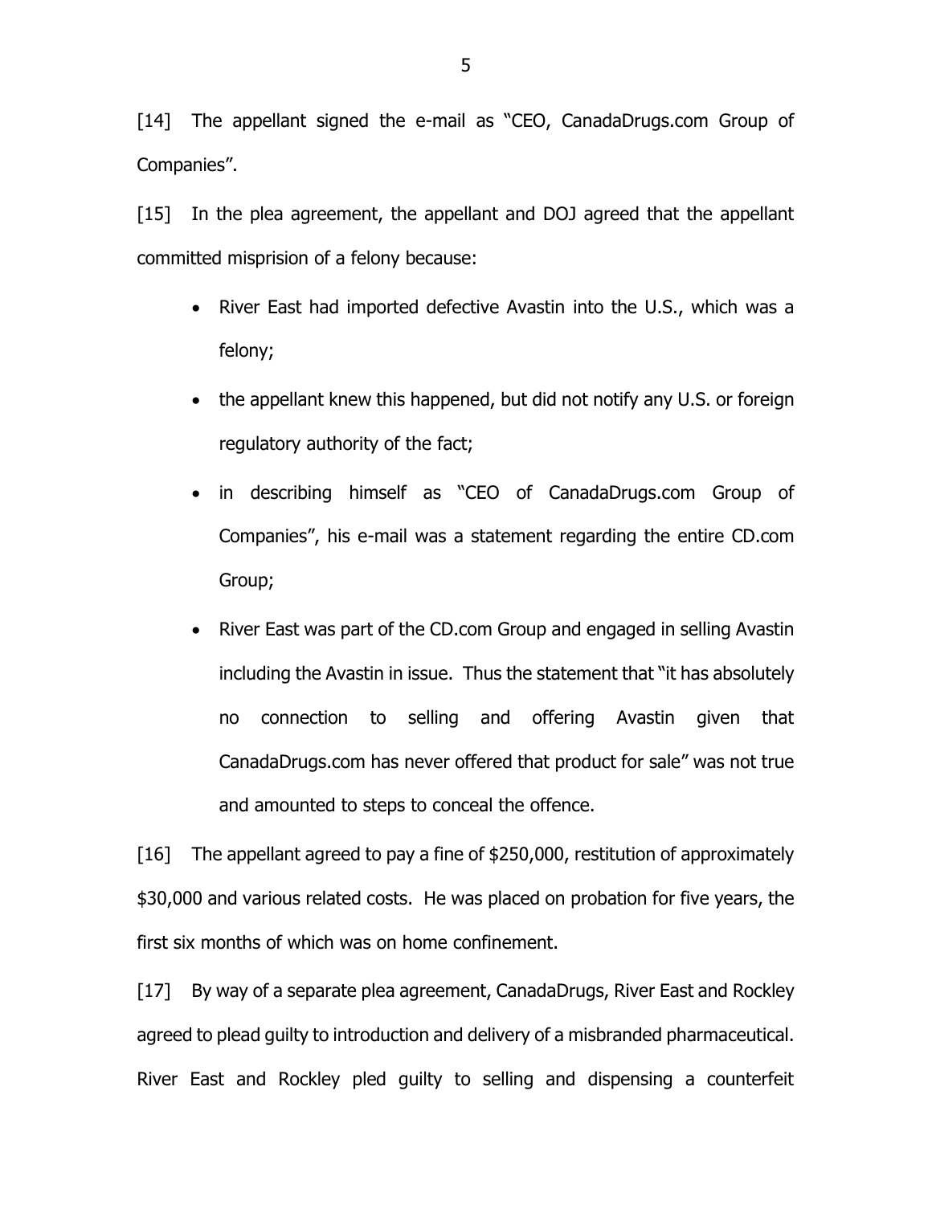[14] The appellant signed the e-mail as "CEO, CanadaDrugs.com Group of Companies".

[15] In the plea agreement, the appellant and DOJ agreed that the appellant committed misprision of a felony because:

- River East had imported defective Avastin into the U.S., which was a felony;
- the appellant knew this happened, but did not notify any U.S. or foreign regulatory authority of the fact;
- in describing himself as "CEO of CanadaDrugs.com Group of Companies", his e-mail was a statement regarding the entire CD.com Group;
- River East was part of the CD.com Group and engaged in selling Avastin including the Avastin in issue. Thus the statement that "it has absolutely no connection to selling and offering Avastin given that CanadaDrugs.com has never offered that product for sale" was not true and amounted to steps to conceal the offence.

[16] The appellant agreed to pay a fine of $250,000, restitution of approximately $30,000 and various related costs. He was placed on probation for five years, the first six months of which was on home confinement.

[17] By way of a separate plea agreement, CanadaDrugs, River East and Rockley agreed to plead guilty to introduction and delivery of a misbranded pharmaceutical. River East and Rockley pled guilty to selling and dispensing a counterfeit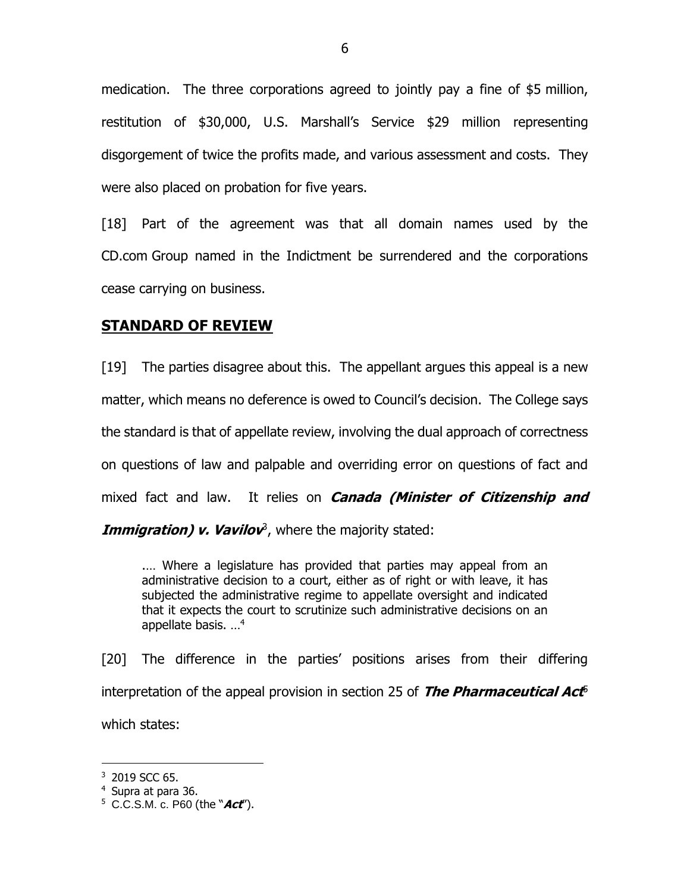medication. The three corporations agreed to jointly pay a fine of $5 million, restitution of $30,000, U.S. Marshall's Service $29 million representing disgorgement of twice the profits made, and various assessment and costs. They were also placed on probation for five years.

[18] Part of the agreement was that all domain names used by the CD.com Group named in the Indictment be surrendered and the corporations cease carrying on business.

## STANDARD OF REVIEW

[19] The parties disagree about this. The appellant argues this appeal is a new matter, which means no deference is owed to Council's decision. The College says the standard is that of appellate review, involving the dual approach of correctness on questions of law and palpable and overriding error on questions of fact and mixed fact and law. It relies on ***Canada (Minister of Citizenship and Immigration) v. Vavilov***[3], where the majority stated:

> .… Where a legislature has provided that parties may appeal from an administrative decision to a court, either as of right or with leave, it has subjected the administrative regime to appellate oversight and indicated that it expects the court to scrutinize such administrative decisions on an appellate basis. …[4]

[20] The difference in the parties' positions arises from their differing interpretation of the appeal provision in section 25 of ***The Pharmaceutical Act***[5] which states:

---

[3] 2019 SCC 65.

[4] Supra at para 36.

[5] C.C.S.M. c. P60 (the "***Act***").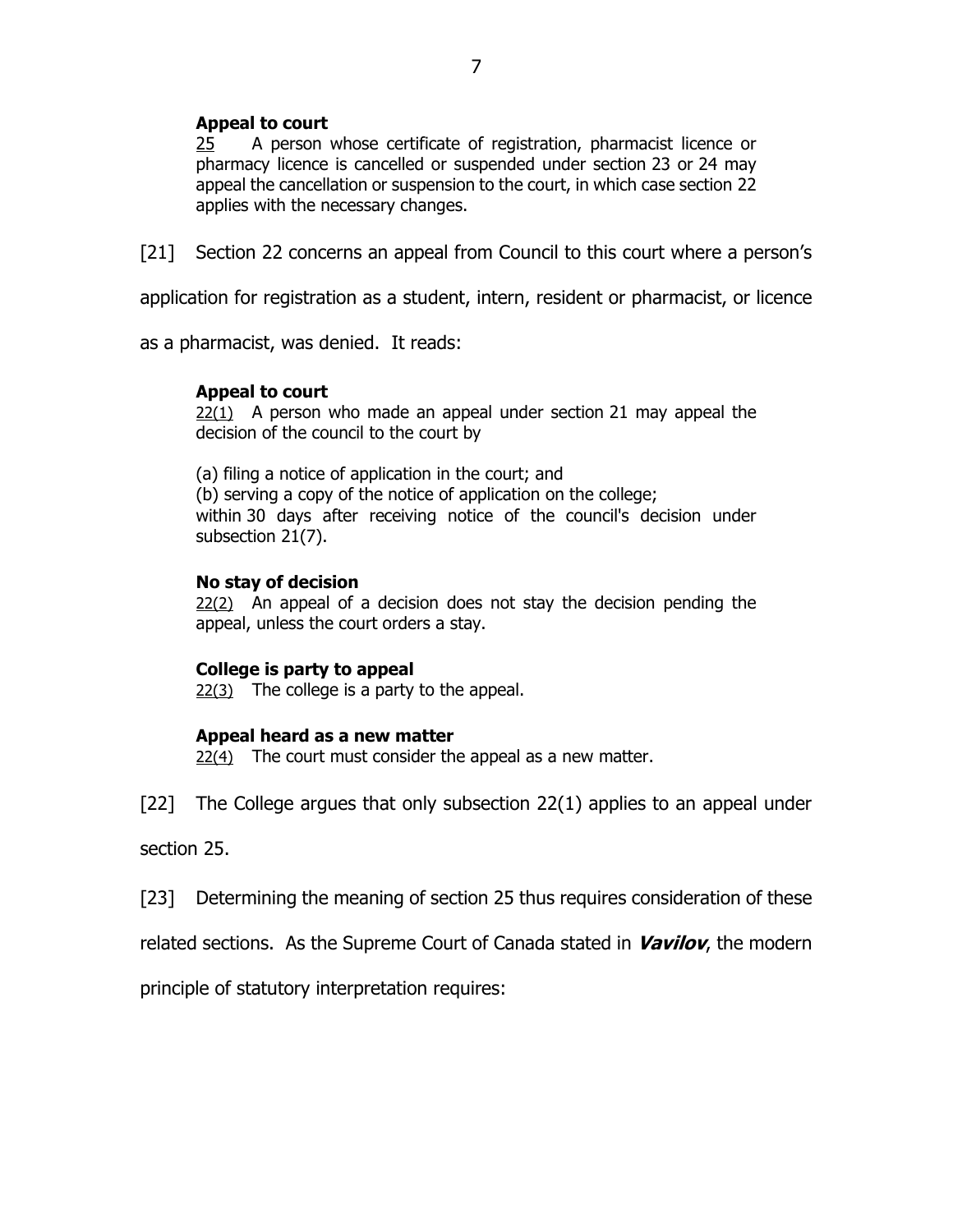**Appeal to court**

25 A person whose certificate of registration, pharmacist licence or pharmacy licence is cancelled or suspended under section 23 or 24 may appeal the cancellation or suspension to the court, in which case section 22 applies with the necessary changes.

[21] Section 22 concerns an appeal from Council to this court where a person's application for registration as a student, intern, resident or pharmacist, or licence as a pharmacist, was denied. It reads:

**Appeal to court**

22(1) A person who made an appeal under section 21 may appeal the decision of the council to the court by

(a) filing a notice of application in the court; and
(b) serving a copy of the notice of application on the college;
within 30 days after receiving notice of the council's decision under subsection 21(7).

**No stay of decision**

22(2) An appeal of a decision does not stay the decision pending the appeal, unless the court orders a stay.

**College is party to appeal**

22(3) The college is a party to the appeal.

**Appeal heard as a new matter**

22(4) The court must consider the appeal as a new matter.

[22] The College argues that only subsection 22(1) applies to an appeal under section 25.

[23] Determining the meaning of section 25 thus requires consideration of these related sections. As the Supreme Court of Canada stated in ***Vavilov***, the modern principle of statutory interpretation requires: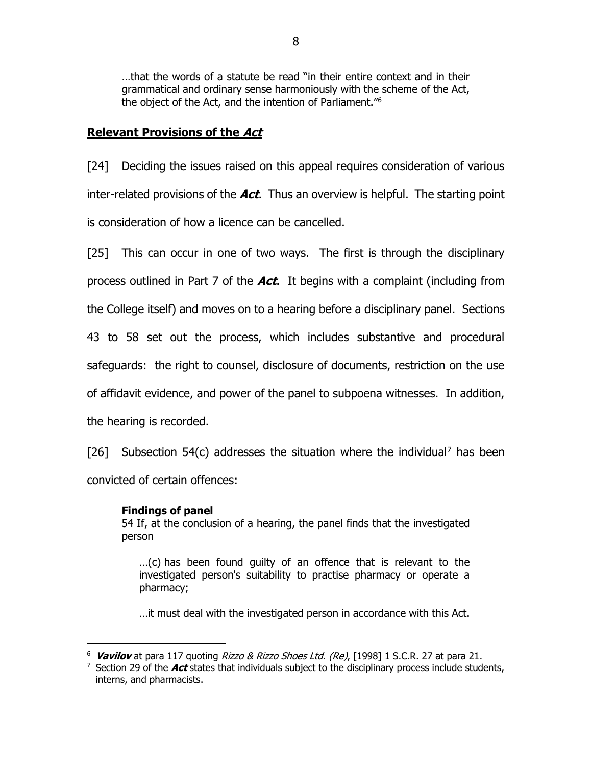> …that the words of a statute be read "in their entire context and in their grammatical and ordinary sense harmoniously with the scheme of the Act, the object of the Act, and the intention of Parliament."[6]

## Relevant Provisions of the *Act*

[24] Deciding the issues raised on this appeal requires consideration of various inter-related provisions of the ***Act***. Thus an overview is helpful. The starting point is consideration of how a licence can be cancelled.

[25] This can occur in one of two ways. The first is through the disciplinary process outlined in Part 7 of the ***Act***. It begins with a complaint (including from the College itself) and moves on to a hearing before a disciplinary panel. Sections 43 to 58 set out the process, which includes substantive and procedural safeguards: the right to counsel, disclosure of documents, restriction on the use of affidavit evidence, and power of the panel to subpoena witnesses. In addition, the hearing is recorded.

[26] Subsection 54(c) addresses the situation where the individual[7] has been convicted of certain offences:

> **Findings of panel**
> 54 If, at the conclusion of a hearing, the panel finds that the investigated person
>
> > …(c) has been found guilty of an offence that is relevant to the investigated person's suitability to practise pharmacy or operate a pharmacy;
> >
> > …it must deal with the investigated person in accordance with this Act.

---

[6] ***Vavilov*** at para 117 quoting *Rizzo & Rizzo Shoes Ltd. (Re)*, [1998] 1 S.C.R. 27 at para 21.

[7] Section 29 of the ***Act*** states that individuals subject to the disciplinary process include students, interns, and pharmacists.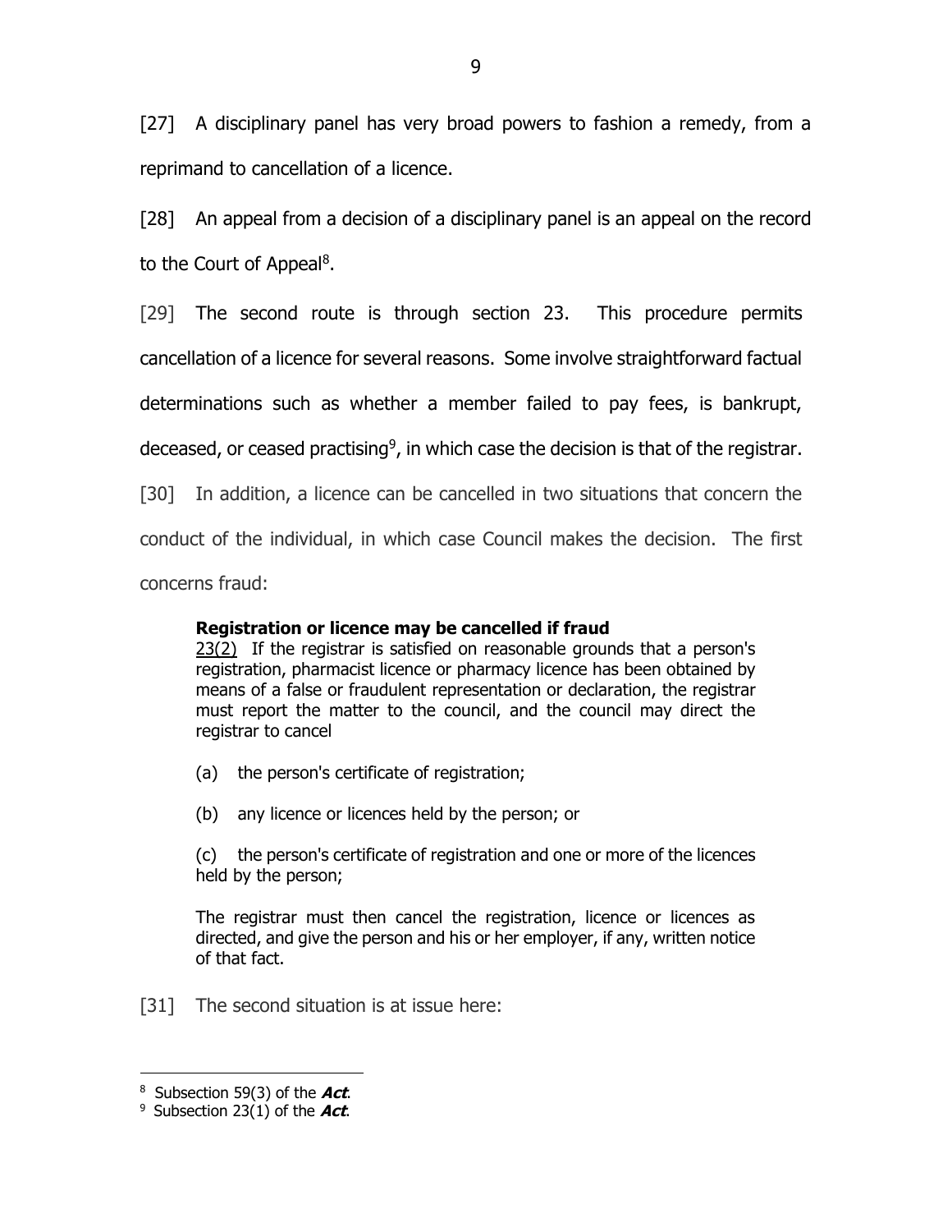[27] A disciplinary panel has very broad powers to fashion a remedy, from a reprimand to cancellation of a licence.

[28] An appeal from a decision of a disciplinary panel is an appeal on the record to the Court of Appeal[8].

[29] The second route is through section 23. This procedure permits cancellation of a licence for several reasons. Some involve straightforward factual determinations such as whether a member failed to pay fees, is bankrupt, deceased, or ceased practising[9], in which case the decision is that of the registrar.

[30] In addition, a licence can be cancelled in two situations that concern the conduct of the individual, in which case Council makes the decision. The first concerns fraud:

> **Registration or licence may be cancelled if fraud**
>
> 23(2) If the registrar is satisfied on reasonable grounds that a person's registration, pharmacist licence or pharmacy licence has been obtained by means of a false or fraudulent representation or declaration, the registrar must report the matter to the council, and the council may direct the registrar to cancel
>
> (a) the person's certificate of registration;
>
> (b) any licence or licences held by the person; or
>
> (c) the person's certificate of registration and one or more of the licences held by the person;
>
> The registrar must then cancel the registration, licence or licences as directed, and give the person and his or her employer, if any, written notice of that fact.

[31] The second situation is at issue here:

---

[8] Subsection 59(3) of the ***Act***.

[9] Subsection 23(1) of the ***Act***.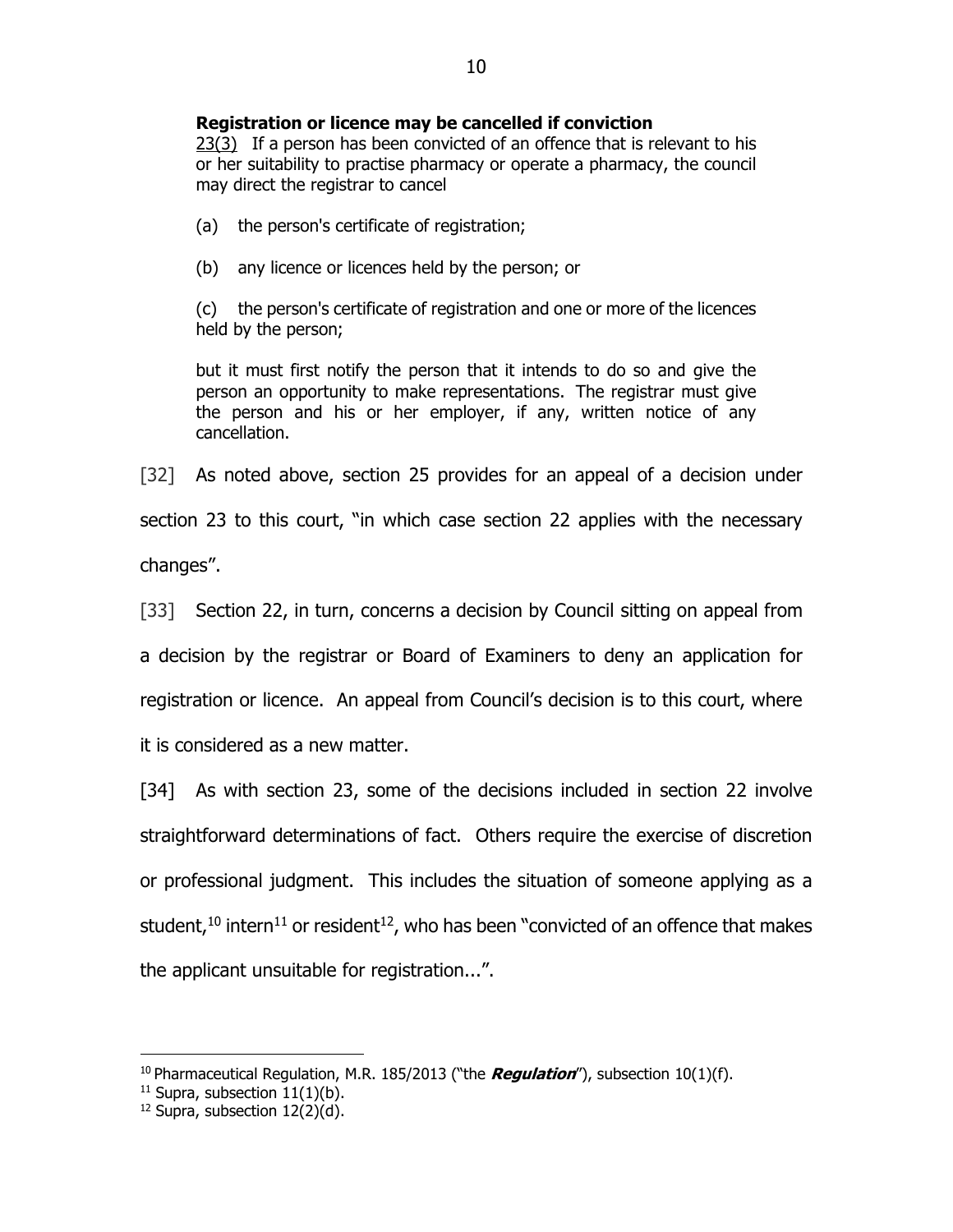> **Registration or licence may be cancelled if conviction**
>
> 23(3) If a person has been convicted of an offence that is relevant to his or her suitability to practise pharmacy or operate a pharmacy, the council may direct the registrar to cancel
>
> (a) the person's certificate of registration;
>
> (b) any licence or licences held by the person; or
>
> (c) the person's certificate of registration and one or more of the licences held by the person;
>
> but it must first notify the person that it intends to do so and give the person an opportunity to make representations. The registrar must give the person and his or her employer, if any, written notice of any cancellation.

[32] As noted above, section 25 provides for an appeal of a decision under section 23 to this court, "in which case section 22 applies with the necessary changes".

[33] Section 22, in turn, concerns a decision by Council sitting on appeal from a decision by the registrar or Board of Examiners to deny an application for registration or licence. An appeal from Council's decision is to this court, where it is considered as a new matter.

[34] As with section 23, some of the decisions included in section 22 involve straightforward determinations of fact. Others require the exercise of discretion or professional judgment. This includes the situation of someone applying as a student,[10] intern[11] or resident[12], who has been "convicted of an offence that makes the applicant unsuitable for registration...".

---

[10] Pharmaceutical Regulation, M.R. 185/2013 ("the ***Regulation***"), subsection 10(1)(f).

[11] Supra, subsection 11(1)(b).

[12] Supra, subsection 12(2)(d).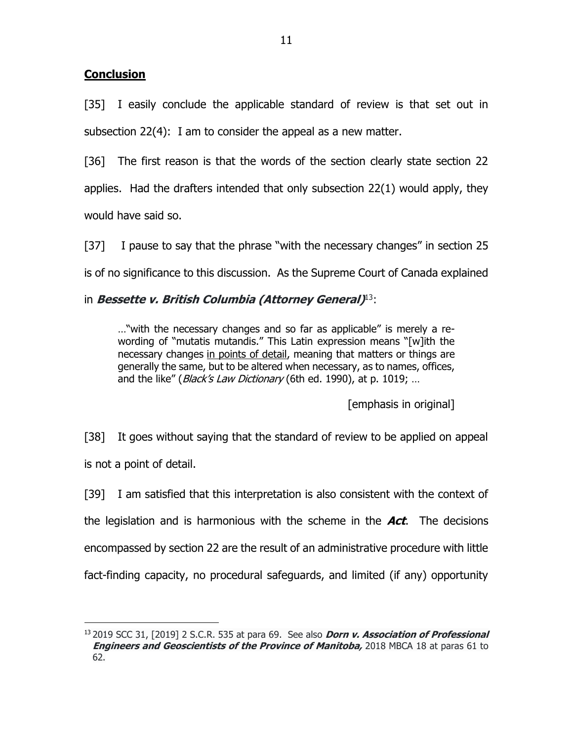## Conclusion

[35] I easily conclude the applicable standard of review is that set out in subsection 22(4): I am to consider the appeal as a new matter.

[36] The first reason is that the words of the section clearly state section 22 applies. Had the drafters intended that only subsection 22(1) would apply, they would have said so.

[37] I pause to say that the phrase "with the necessary changes" in section 25 is of no significance to this discussion. As the Supreme Court of Canada explained in ***Bessette v. British Columbia (Attorney General)***[13]:

> …"with the necessary changes and so far as applicable" is merely a re-wording of "mutatis mutandis." This Latin expression means "[w]ith the necessary changes <u>in points of detail</u>, meaning that matters or things are generally the same, but to be altered when necessary, as to names, offices, and the like" (*Black's Law Dictionary* (6th ed. 1990), at p. 1019; …
>
> [emphasis in original]

[38] It goes without saying that the standard of review to be applied on appeal is not a point of detail.

[39] I am satisfied that this interpretation is also consistent with the context of the legislation and is harmonious with the scheme in the ***Act***. The decisions encompassed by section 22 are the result of an administrative procedure with little fact-finding capacity, no procedural safeguards, and limited (if any) opportunity

---

[13] 2019 SCC 31, [2019] 2 S.C.R. 535 at para 69. See also ***Dorn v. Association of Professional Engineers and Geoscientists of the Province of Manitoba,*** 2018 MBCA 18 at paras 61 to 62.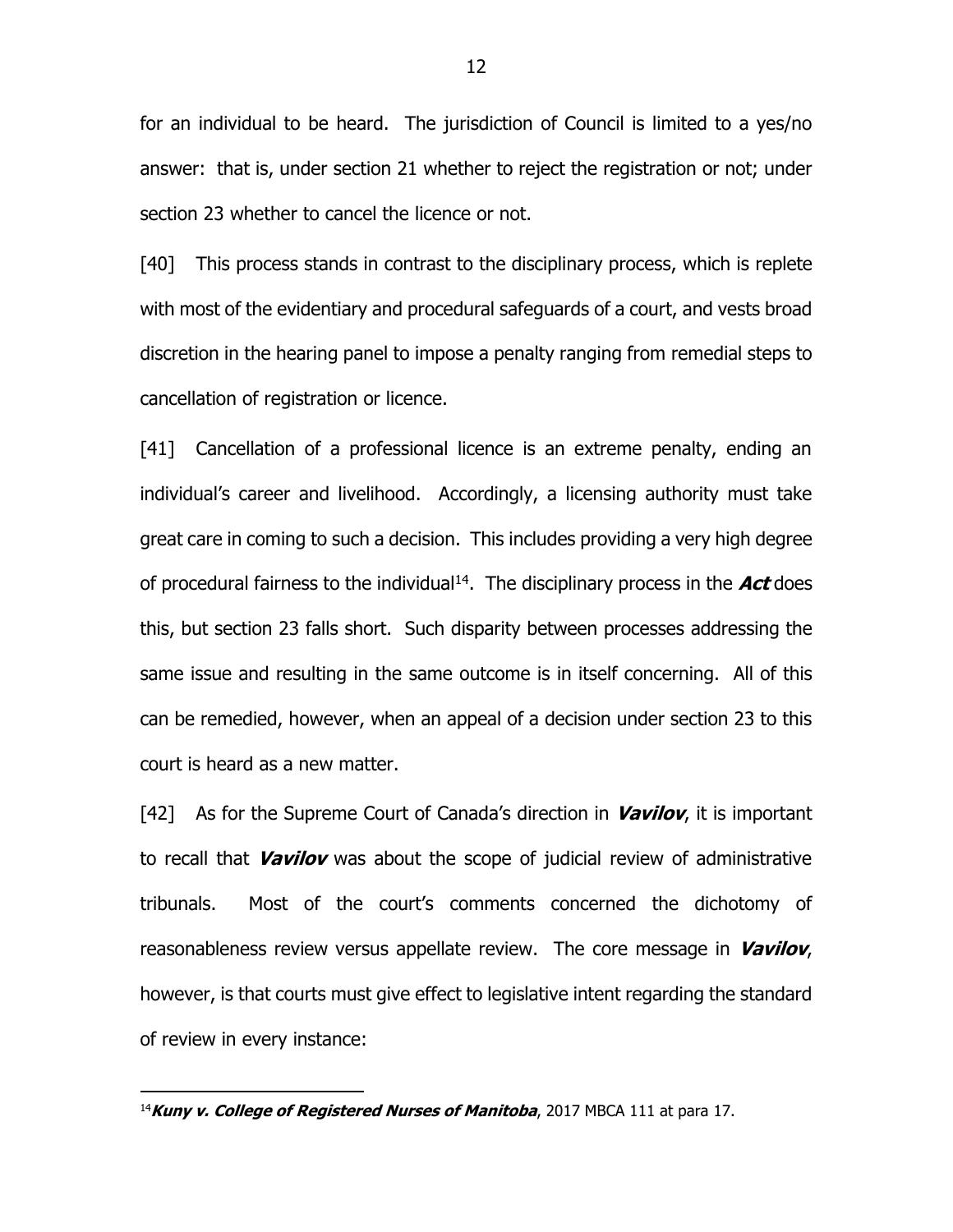for an individual to be heard. The jurisdiction of Council is limited to a yes/no answer: that is, under section 21 whether to reject the registration or not; under section 23 whether to cancel the licence or not.

[40] This process stands in contrast to the disciplinary process, which is replete with most of the evidentiary and procedural safeguards of a court, and vests broad discretion in the hearing panel to impose a penalty ranging from remedial steps to cancellation of registration or licence.

[41] Cancellation of a professional licence is an extreme penalty, ending an individual's career and livelihood. Accordingly, a licensing authority must take great care in coming to such a decision. This includes providing a very high degree of procedural fairness to the individual[14]. The disciplinary process in the ***Act*** does this, but section 23 falls short. Such disparity between processes addressing the same issue and resulting in the same outcome is in itself concerning. All of this can be remedied, however, when an appeal of a decision under section 23 to this court is heard as a new matter.

[42] As for the Supreme Court of Canada's direction in ***Vavilov***, it is important to recall that ***Vavilov*** was about the scope of judicial review of administrative tribunals. Most of the court's comments concerned the dichotomy of reasonableness review versus appellate review. The core message in ***Vavilov***, however, is that courts must give effect to legislative intent regarding the standard of review in every instance:

---

[14] ***Kuny v. College of Registered Nurses of Manitoba***, 2017 MBCA 111 at para 17.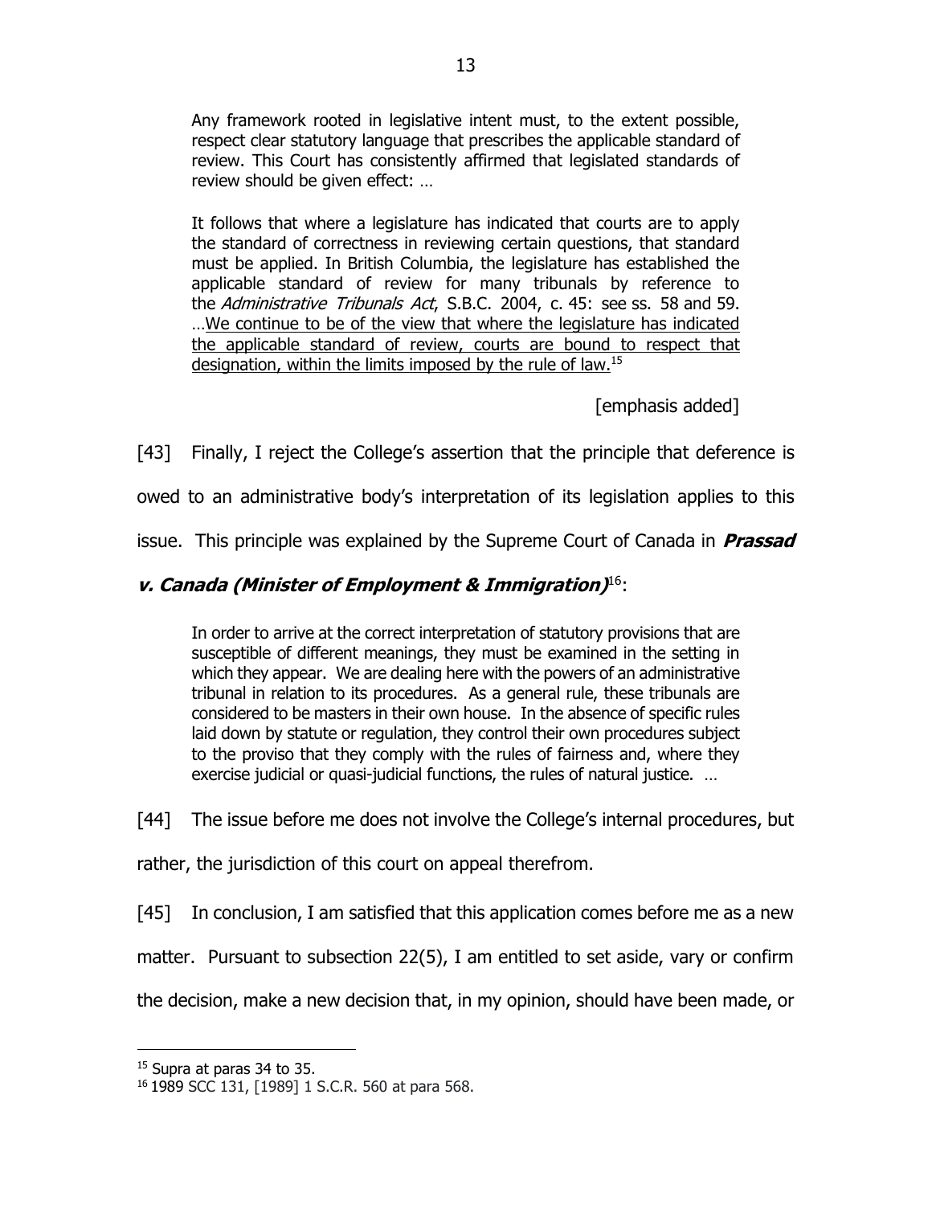> Any framework rooted in legislative intent must, to the extent possible, respect clear statutory language that prescribes the applicable standard of review. This Court has consistently affirmed that legislated standards of review should be given effect: …
>
> It follows that where a legislature has indicated that courts are to apply the standard of correctness in reviewing certain questions, that standard must be applied. In British Columbia, the legislature has established the applicable standard of review for many tribunals by reference to the *Administrative Tribunals Act*, S.B.C. 2004, c. 45: see ss. 58 and 59. …<u>We continue to be of the view that where the legislature has indicated the applicable standard of review, courts are bound to respect that designation, within the limits imposed by the rule of law.</u>[15]

[emphasis added]

[43] Finally, I reject the College's assertion that the principle that deference is owed to an administrative body's interpretation of its legislation applies to this issue. This principle was explained by the Supreme Court of Canada in ***Prassad v. Canada (Minister of Employment & Immigration)***[16]:

> In order to arrive at the correct interpretation of statutory provisions that are susceptible of different meanings, they must be examined in the setting in which they appear. We are dealing here with the powers of an administrative tribunal in relation to its procedures. As a general rule, these tribunals are considered to be masters in their own house. In the absence of specific rules laid down by statute or regulation, they control their own procedures subject to the proviso that they comply with the rules of fairness and, where they exercise judicial or quasi-judicial functions, the rules of natural justice. …

[44] The issue before me does not involve the College's internal procedures, but rather, the jurisdiction of this court on appeal therefrom.

[45] In conclusion, I am satisfied that this application comes before me as a new matter. Pursuant to subsection 22(5), I am entitled to set aside, vary or confirm the decision, make a new decision that, in my opinion, should have been made, or

---

[15] Supra at paras 34 to 35.

[16] 1989 SCC 131, [1989] 1 S.C.R. 560 at para 568.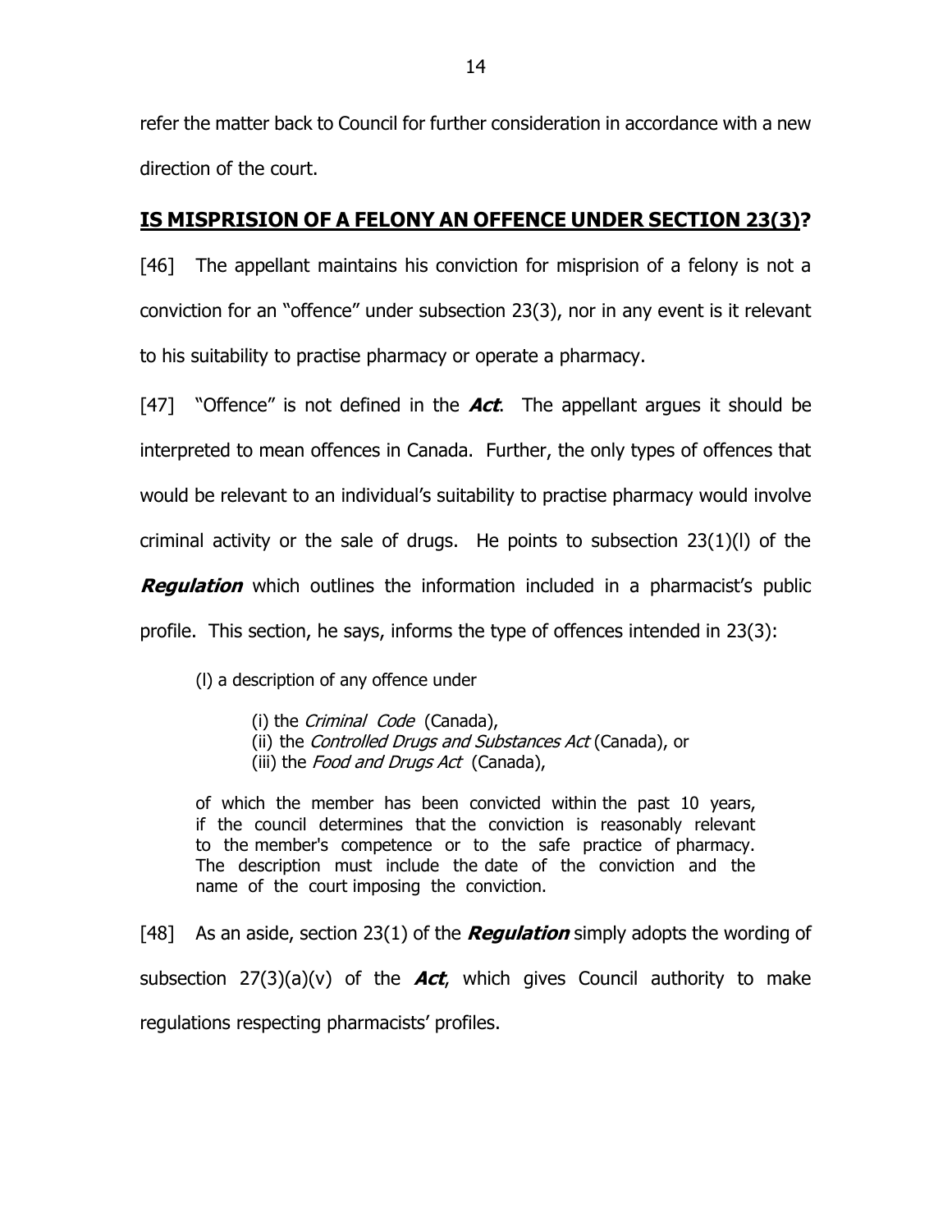refer the matter back to Council for further consideration in accordance with a new direction of the court.

## **IS MISPRISION OF A FELONY AN OFFENCE UNDER SECTION 23(3)?**

[46] The appellant maintains his conviction for misprision of a felony is not a conviction for an "offence" under subsection 23(3), nor in any event is it relevant to his suitability to practise pharmacy or operate a pharmacy.

[47] "Offence" is not defined in the ***Act***. The appellant argues it should be interpreted to mean offences in Canada. Further, the only types of offences that would be relevant to an individual's suitability to practise pharmacy would involve criminal activity or the sale of drugs. He points to subsection 23(1)(l) of the ***Regulation*** which outlines the information included in a pharmacist's public profile. This section, he says, informs the type of offences intended in 23(3):

> (l) a description of any offence under
>
> > (i) the *Criminal Code* (Canada),
> > (ii) the *Controlled Drugs and Substances Act* (Canada), or
> > (iii) the *Food and Drugs Act* (Canada),
>
> of which the member has been convicted within the past 10 years, if the council determines that the conviction is reasonably relevant to the member's competence or to the safe practice of pharmacy. The description must include the date of the conviction and the name of the court imposing the conviction.

[48] As an aside, section 23(1) of the ***Regulation*** simply adopts the wording of subsection 27(3)(a)(v) of the ***Act***, which gives Council authority to make regulations respecting pharmacists' profiles.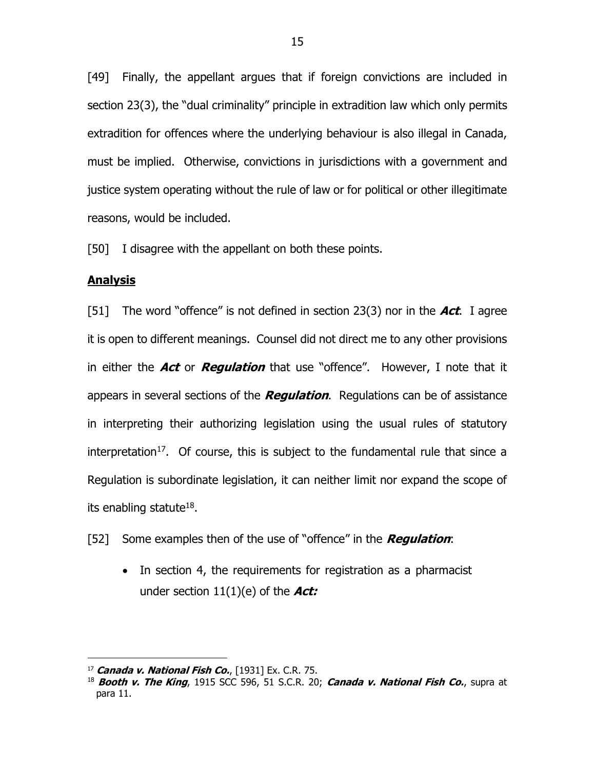[49] Finally, the appellant argues that if foreign convictions are included in section 23(3), the "dual criminality" principle in extradition law which only permits extradition for offences where the underlying behaviour is also illegal in Canada, must be implied. Otherwise, convictions in jurisdictions with a government and justice system operating without the rule of law or for political or other illegitimate reasons, would be included.

[50] I disagree with the appellant on both these points.

## Analysis

[51] The word "offence" is not defined in section 23(3) nor in the ***Act***. I agree it is open to different meanings. Counsel did not direct me to any other provisions in either the ***Act*** or ***Regulation*** that use "offence". However, I note that it appears in several sections of the ***Regulation***. Regulations can be of assistance in interpreting their authorizing legislation using the usual rules of statutory interpretation[17]. Of course, this is subject to the fundamental rule that since a Regulation is subordinate legislation, it can neither limit nor expand the scope of its enabling statute[18].

[52] Some examples then of the use of "offence" in the ***Regulation***:

- In section 4, the requirements for registration as a pharmacist under section 11(1)(e) of the ***Act:***

---

[17] ***Canada v. National Fish Co.***, [1931] Ex. C.R. 75.

[18] ***Booth v. The King***, 1915 SCC 596, 51 S.C.R. 20; ***Canada v. National Fish Co.***, supra at para 11.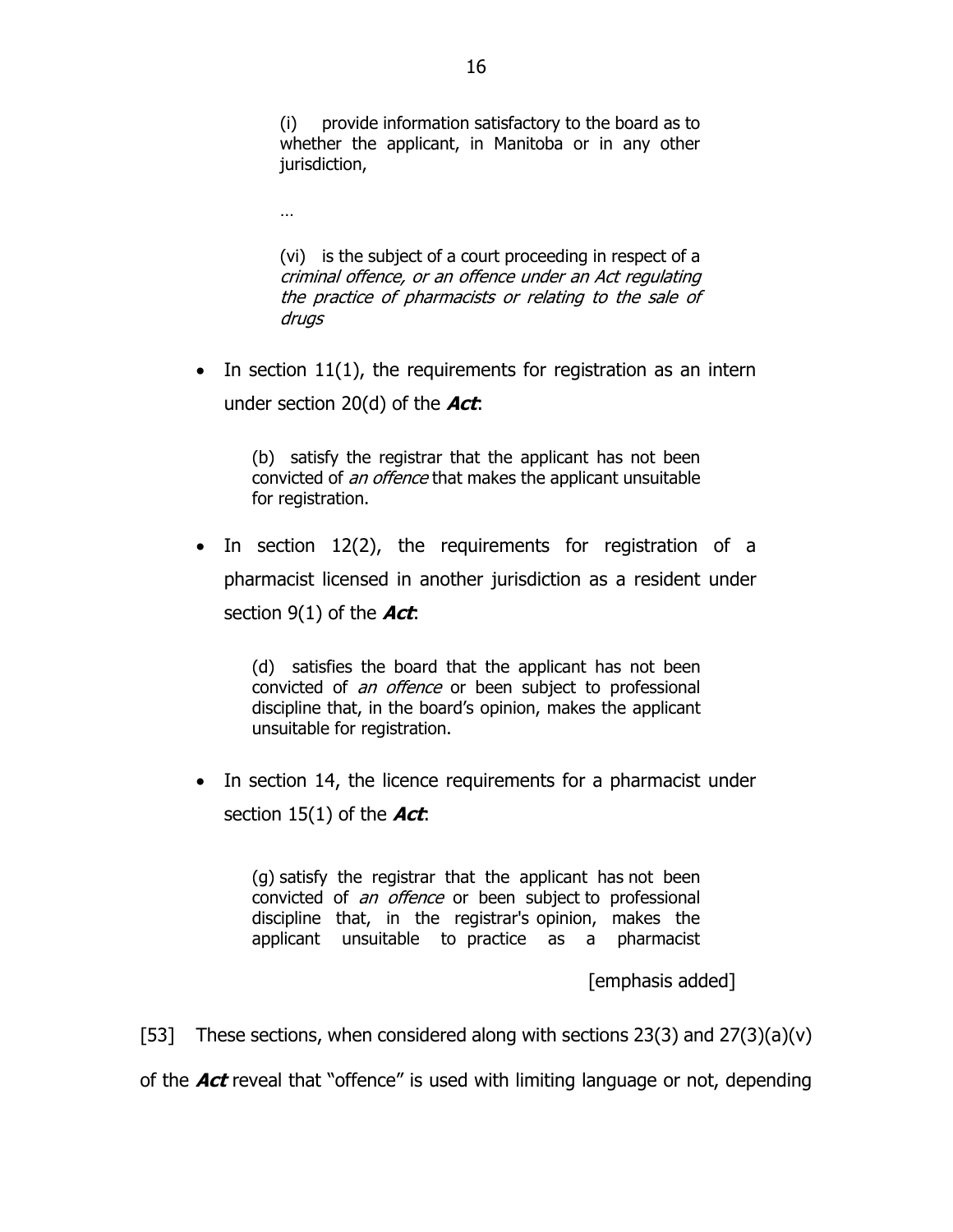> (i) provide information satisfactory to the board as to whether the applicant, in Manitoba or in any other jurisdiction,
>
> …
>
> (vi) is the subject of a court proceeding in respect of a *criminal offence, or an offence under an Act regulating the practice of pharmacists or relating to the sale of drugs*

- In section 11(1), the requirements for registration as an intern under section 20(d) of the ***Act***:

> (b) satisfy the registrar that the applicant has not been convicted of *an offence* that makes the applicant unsuitable for registration.

- In section 12(2), the requirements for registration of a pharmacist licensed in another jurisdiction as a resident under section 9(1) of the ***Act***:

> (d) satisfies the board that the applicant has not been convicted of *an offence* or been subject to professional discipline that, in the board's opinion, makes the applicant unsuitable for registration.

- In section 14, the licence requirements for a pharmacist under section 15(1) of the ***Act***:

> (g) satisfy the registrar that the applicant has not been convicted of *an offence* or been subject to professional discipline that, in the registrar's opinion, makes the applicant unsuitable to practice as a pharmacist

[emphasis added]

[53] These sections, when considered along with sections 23(3) and 27(3)(a)(v) of the ***Act*** reveal that "offence" is used with limiting language or not, depending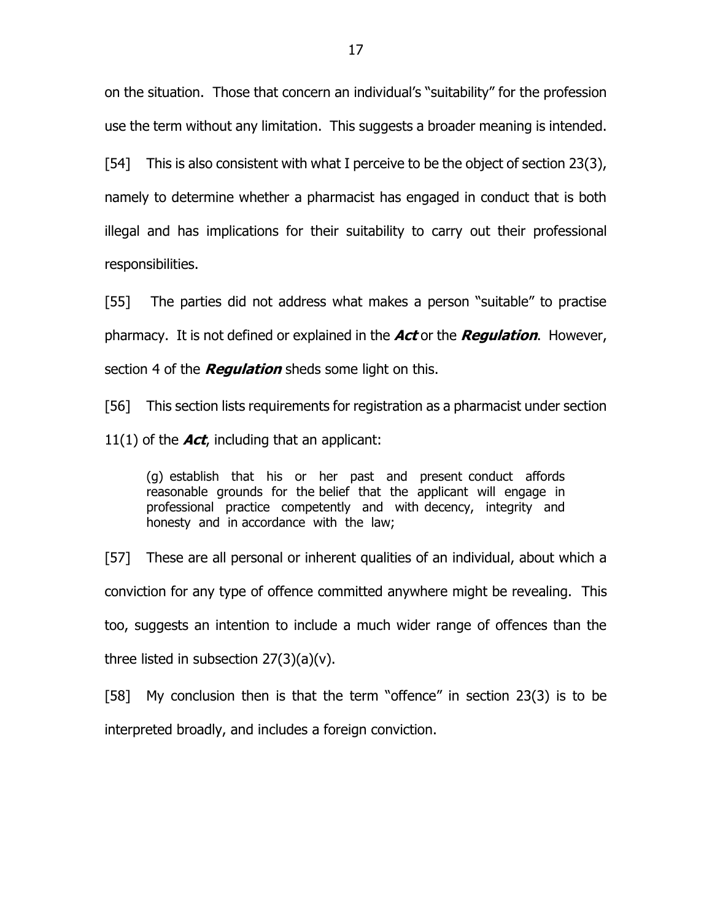on the situation. Those that concern an individual's "suitability" for the profession use the term without any limitation. This suggests a broader meaning is intended.

[54] This is also consistent with what I perceive to be the object of section 23(3), namely to determine whether a pharmacist has engaged in conduct that is both illegal and has implications for their suitability to carry out their professional responsibilities.

[55] The parties did not address what makes a person "suitable" to practise pharmacy. It is not defined or explained in the ***Act*** or the ***Regulation***. However, section 4 of the ***Regulation*** sheds some light on this.

[56] This section lists requirements for registration as a pharmacist under section 11(1) of the ***Act***, including that an applicant:

> (g) establish that his or her past and present conduct affords reasonable grounds for the belief that the applicant will engage in professional practice competently and with decency, integrity and honesty and in accordance with the law;

[57] These are all personal or inherent qualities of an individual, about which a conviction for any type of offence committed anywhere might be revealing. This too, suggests an intention to include a much wider range of offences than the three listed in subsection 27(3)(a)(v).

[58] My conclusion then is that the term "offence" in section 23(3) is to be interpreted broadly, and includes a foreign conviction.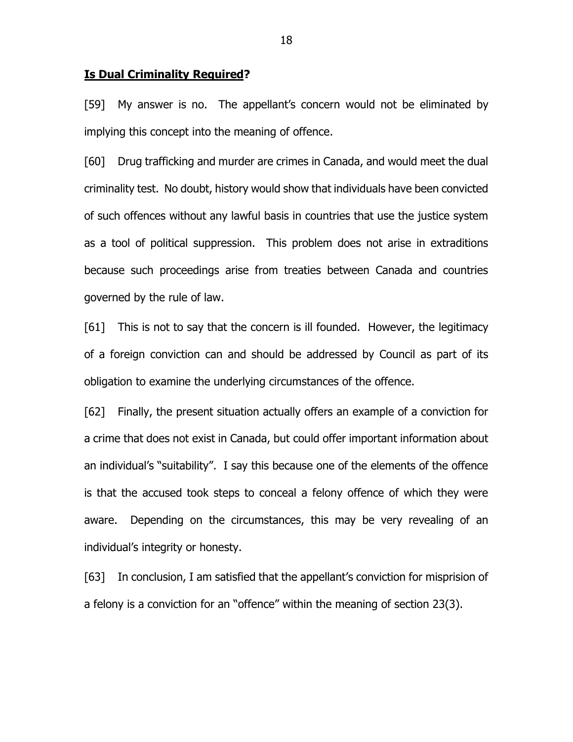## **Is Dual Criminality Required?**

[59] My answer is no. The appellant's concern would not be eliminated by implying this concept into the meaning of offence.

[60] Drug trafficking and murder are crimes in Canada, and would meet the dual criminality test. No doubt, history would show that individuals have been convicted of such offences without any lawful basis in countries that use the justice system as a tool of political suppression. This problem does not arise in extraditions because such proceedings arise from treaties between Canada and countries governed by the rule of law.

[61] This is not to say that the concern is ill founded. However, the legitimacy of a foreign conviction can and should be addressed by Council as part of its obligation to examine the underlying circumstances of the offence.

[62] Finally, the present situation actually offers an example of a conviction for a crime that does not exist in Canada, but could offer important information about an individual's "suitability". I say this because one of the elements of the offence is that the accused took steps to conceal a felony offence of which they were aware. Depending on the circumstances, this may be very revealing of an individual's integrity or honesty.

[63] In conclusion, I am satisfied that the appellant's conviction for misprision of a felony is a conviction for an "offence" within the meaning of section 23(3).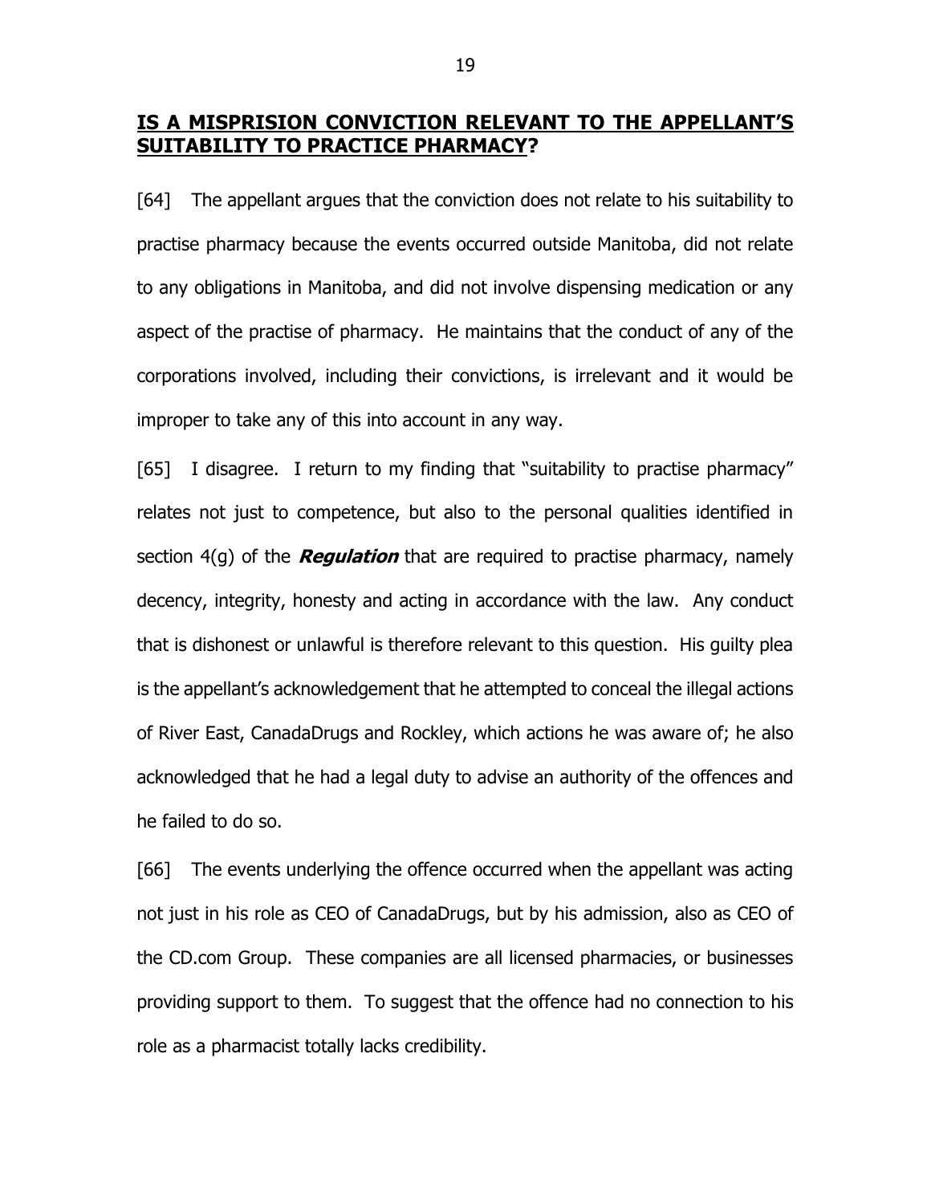## **IS A MISPRISION CONVICTION RELEVANT TO THE APPELLANT'S SUITABILITY TO PRACTICE PHARMACY?**

[64] The appellant argues that the conviction does not relate to his suitability to practise pharmacy because the events occurred outside Manitoba, did not relate to any obligations in Manitoba, and did not involve dispensing medication or any aspect of the practise of pharmacy. He maintains that the conduct of any of the corporations involved, including their convictions, is irrelevant and it would be improper to take any of this into account in any way.

[65] I disagree. I return to my finding that "suitability to practise pharmacy" relates not just to competence, but also to the personal qualities identified in section 4(g) of the ***Regulation*** that are required to practise pharmacy, namely decency, integrity, honesty and acting in accordance with the law. Any conduct that is dishonest or unlawful is therefore relevant to this question. His guilty plea is the appellant's acknowledgement that he attempted to conceal the illegal actions of River East, CanadaDrugs and Rockley, which actions he was aware of; he also acknowledged that he had a legal duty to advise an authority of the offences and he failed to do so.

[66] The events underlying the offence occurred when the appellant was acting not just in his role as CEO of CanadaDrugs, but by his admission, also as CEO of the CD.com Group. These companies are all licensed pharmacies, or businesses providing support to them. To suggest that the offence had no connection to his role as a pharmacist totally lacks credibility.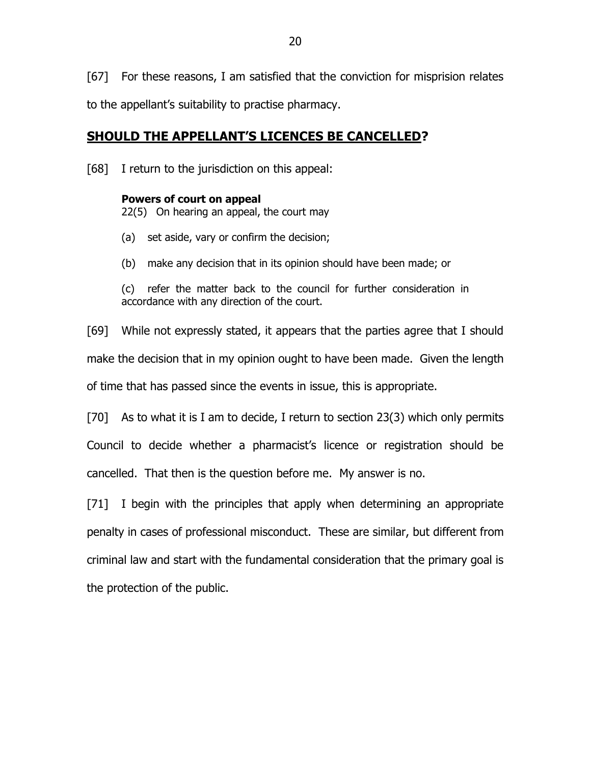[67] For these reasons, I am satisfied that the conviction for misprision relates to the appellant's suitability to practise pharmacy.

## SHOULD THE APPELLANT'S LICENCES BE CANCELLED?

[68] I return to the jurisdiction on this appeal:

> **Powers of court on appeal**
> 22(5) On hearing an appeal, the court may
>
> (a) set aside, vary or confirm the decision;
>
> (b) make any decision that in its opinion should have been made; or
>
> (c) refer the matter back to the council for further consideration in accordance with any direction of the court.

[69] While not expressly stated, it appears that the parties agree that I should make the decision that in my opinion ought to have been made. Given the length of time that has passed since the events in issue, this is appropriate.

[70] As to what it is I am to decide, I return to section 23(3) which only permits Council to decide whether a pharmacist's licence or registration should be cancelled. That then is the question before me. My answer is no.

[71] I begin with the principles that apply when determining an appropriate penalty in cases of professional misconduct. These are similar, but different from criminal law and start with the fundamental consideration that the primary goal is the protection of the public.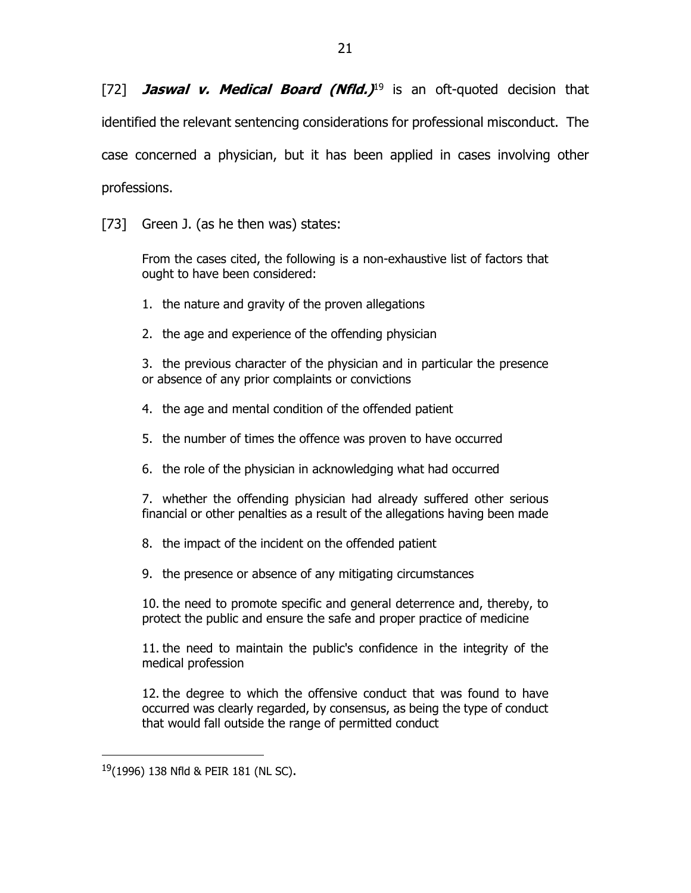[72] ***Jaswal v. Medical Board (Nfld.)***[19] is an oft-quoted decision that identified the relevant sentencing considerations for professional misconduct. The case concerned a physician, but it has been applied in cases involving other professions.

[73] Green J. (as he then was) states:

> From the cases cited, the following is a non-exhaustive list of factors that ought to have been considered:
>
> 1. the nature and gravity of the proven allegations
>
> 2. the age and experience of the offending physician
>
> 3. the previous character of the physician and in particular the presence or absence of any prior complaints or convictions
>
> 4. the age and mental condition of the offended patient
>
> 5. the number of times the offence was proven to have occurred
>
> 6. the role of the physician in acknowledging what had occurred
>
> 7. whether the offending physician had already suffered other serious financial or other penalties as a result of the allegations having been made
>
> 8. the impact of the incident on the offended patient
>
> 9. the presence or absence of any mitigating circumstances
>
> 10. the need to promote specific and general deterrence and, thereby, to protect the public and ensure the safe and proper practice of medicine
>
> 11. the need to maintain the public's confidence in the integrity of the medical profession
>
> 12. the degree to which the offensive conduct that was found to have occurred was clearly regarded, by consensus, as being the type of conduct that would fall outside the range of permitted conduct

---

[19] (1996) 138 Nfld & PEIR 181 (NL SC).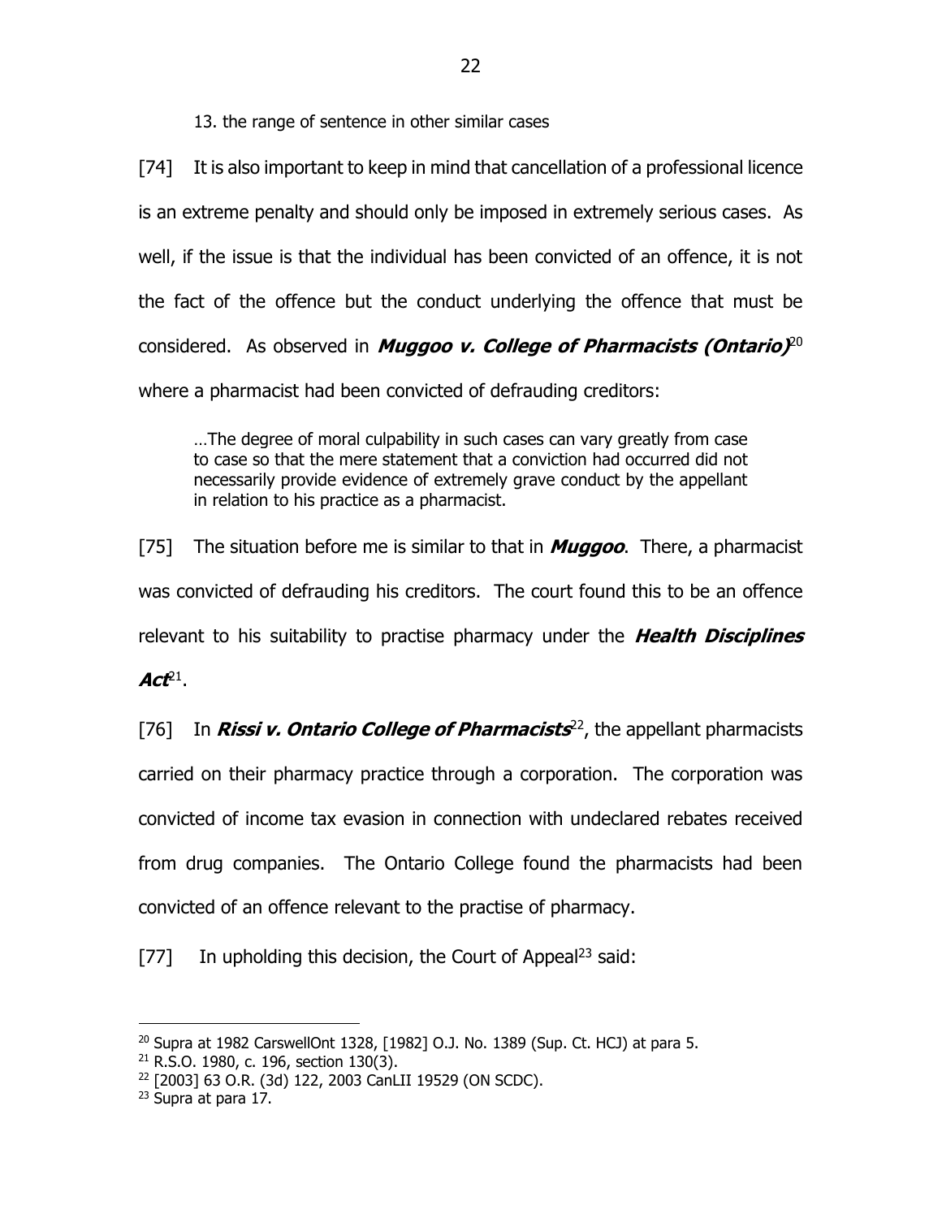13. the range of sentence in other similar cases

[74] It is also important to keep in mind that cancellation of a professional licence is an extreme penalty and should only be imposed in extremely serious cases. As well, if the issue is that the individual has been convicted of an offence, it is not the fact of the offence but the conduct underlying the offence that must be considered. As observed in ***Muggoo v. College of Pharmacists (Ontario)***[20] where a pharmacist had been convicted of defrauding creditors:

> …The degree of moral culpability in such cases can vary greatly from case to case so that the mere statement that a conviction had occurred did not necessarily provide evidence of extremely grave conduct by the appellant in relation to his practice as a pharmacist.

[75] The situation before me is similar to that in ***Muggoo***. There, a pharmacist was convicted of defrauding his creditors. The court found this to be an offence relevant to his suitability to practise pharmacy under the ***Health Disciplines Act***[21].

[76] In ***Rissi v. Ontario College of Pharmacists***[22], the appellant pharmacists carried on their pharmacy practice through a corporation. The corporation was convicted of income tax evasion in connection with undeclared rebates received from drug companies. The Ontario College found the pharmacists had been convicted of an offence relevant to the practise of pharmacy.

[77] In upholding this decision, the Court of Appeal[23] said:

---

[20] Supra at 1982 CarswellOnt 1328, [1982] O.J. No. 1389 (Sup. Ct. HCJ) at para 5.

[21] R.S.O. 1980, c. 196, section 130(3).

[22] [2003] 63 O.R. (3d) 122, 2003 CanLII 19529 (ON SCDC).

[23] Supra at para 17.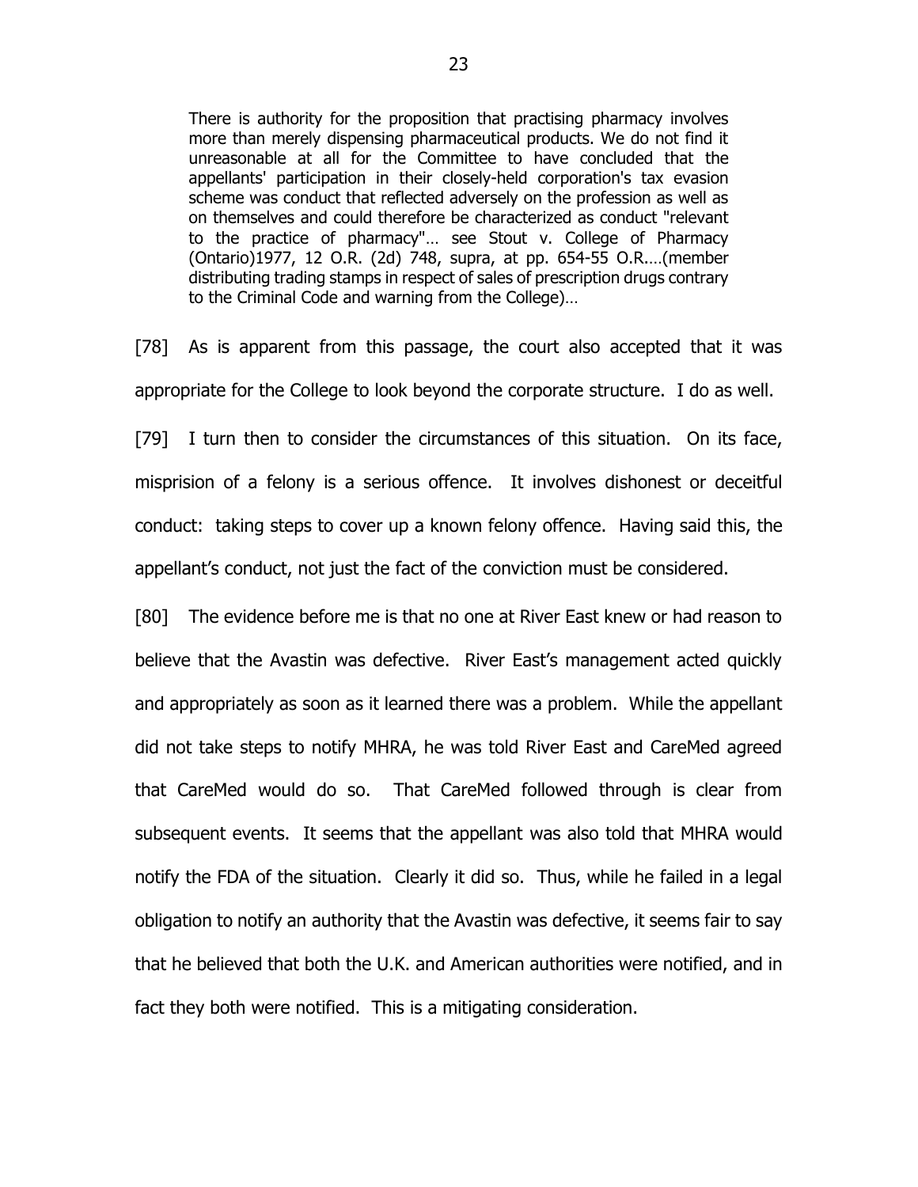> There is authority for the proposition that practising pharmacy involves more than merely dispensing pharmaceutical products. We do not find it unreasonable at all for the Committee to have concluded that the appellants' participation in their closely-held corporation's tax evasion scheme was conduct that reflected adversely on the profession as well as on themselves and could therefore be characterized as conduct "relevant to the practice of pharmacy"… see Stout v. College of Pharmacy (Ontario)1977, 12 O.R. (2d) 748, supra, at pp. 654-55 O.R.…(member distributing trading stamps in respect of sales of prescription drugs contrary to the Criminal Code and warning from the College)…

[78] As is apparent from this passage, the court also accepted that it was appropriate for the College to look beyond the corporate structure. I do as well.

[79] I turn then to consider the circumstances of this situation. On its face, misprision of a felony is a serious offence. It involves dishonest or deceitful conduct: taking steps to cover up a known felony offence. Having said this, the appellant's conduct, not just the fact of the conviction must be considered.

[80] The evidence before me is that no one at River East knew or had reason to believe that the Avastin was defective. River East's management acted quickly and appropriately as soon as it learned there was a problem. While the appellant did not take steps to notify MHRA, he was told River East and CareMed agreed that CareMed would do so. That CareMed followed through is clear from subsequent events. It seems that the appellant was also told that MHRA would notify the FDA of the situation. Clearly it did so. Thus, while he failed in a legal obligation to notify an authority that the Avastin was defective, it seems fair to say that he believed that both the U.K. and American authorities were notified, and in fact they both were notified. This is a mitigating consideration.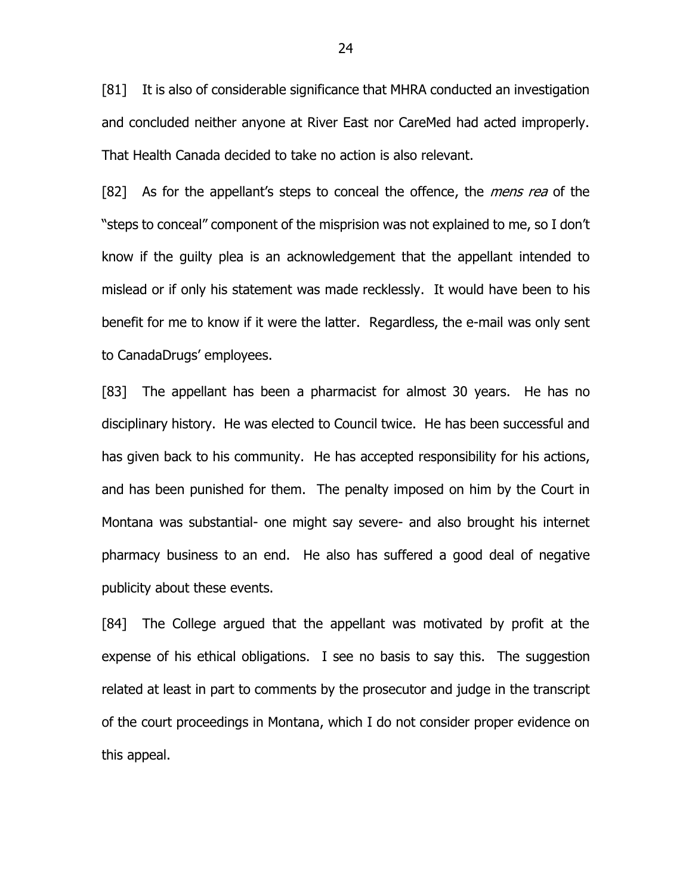[81] It is also of considerable significance that MHRA conducted an investigation and concluded neither anyone at River East nor CareMed had acted improperly. That Health Canada decided to take no action is also relevant.

[82] As for the appellant's steps to conceal the offence, the *mens rea* of the "steps to conceal" component of the misprision was not explained to me, so I don't know if the guilty plea is an acknowledgement that the appellant intended to mislead or if only his statement was made recklessly. It would have been to his benefit for me to know if it were the latter. Regardless, the e-mail was only sent to CanadaDrugs' employees.

[83] The appellant has been a pharmacist for almost 30 years. He has no disciplinary history. He was elected to Council twice. He has been successful and has given back to his community. He has accepted responsibility for his actions, and has been punished for them. The penalty imposed on him by the Court in Montana was substantial- one might say severe- and also brought his internet pharmacy business to an end. He also has suffered a good deal of negative publicity about these events.

[84] The College argued that the appellant was motivated by profit at the expense of his ethical obligations. I see no basis to say this. The suggestion related at least in part to comments by the prosecutor and judge in the transcript of the court proceedings in Montana, which I do not consider proper evidence on this appeal.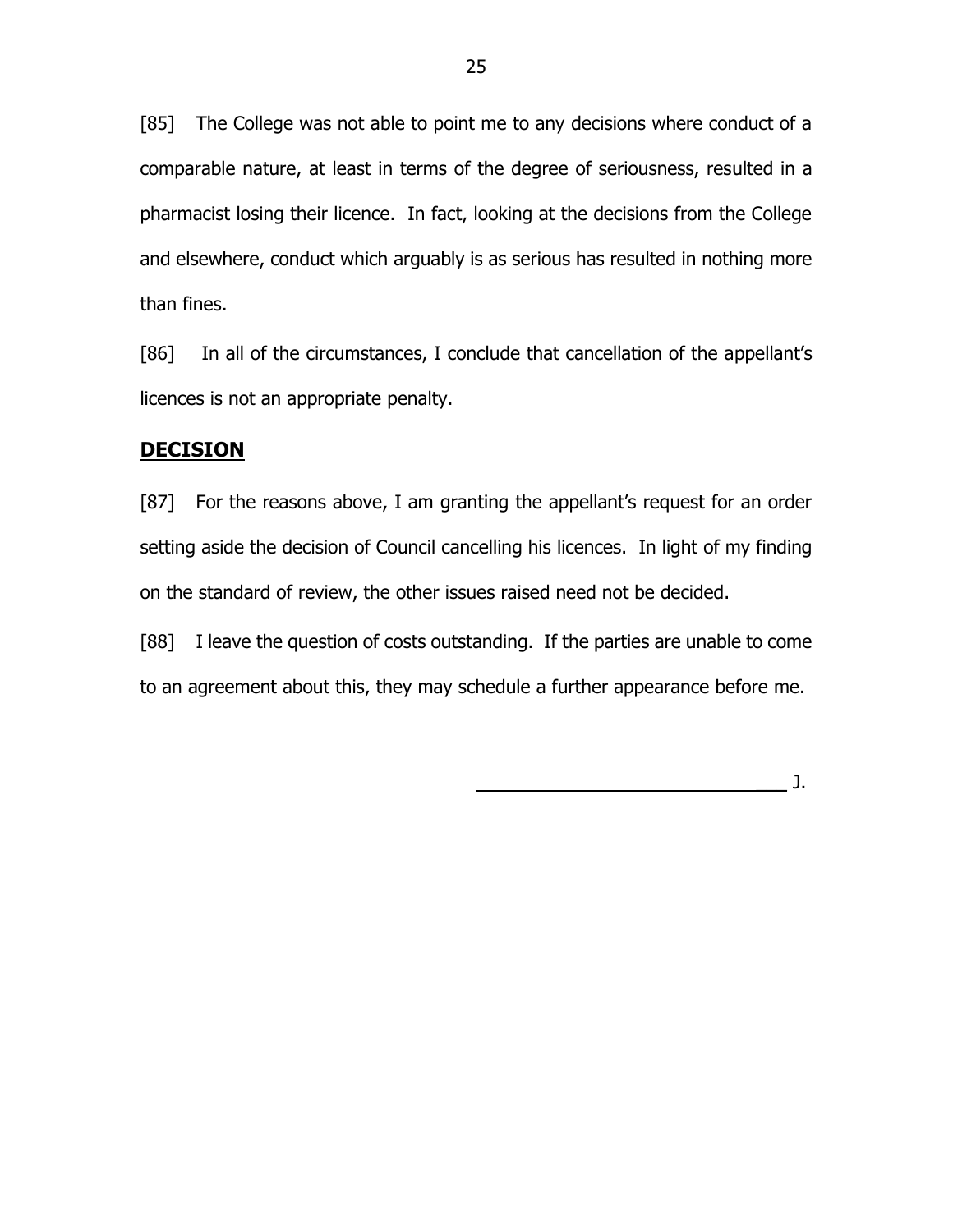[85] The College was not able to point me to any decisions where conduct of a comparable nature, at least in terms of the degree of seriousness, resulted in a pharmacist losing their licence. In fact, looking at the decisions from the College and elsewhere, conduct which arguably is as serious has resulted in nothing more than fines.

[86] In all of the circumstances, I conclude that cancellation of the appellant's licences is not an appropriate penalty.

## **DECISION**

[87] For the reasons above, I am granting the appellant's request for an order setting aside the decision of Council cancelling his licences. In light of my finding on the standard of review, the other issues raised need not be decided.

[88] I leave the question of costs outstanding. If the parties are unable to come to an agreement about this, they may schedule a further appearance before me.

______________________________ J.